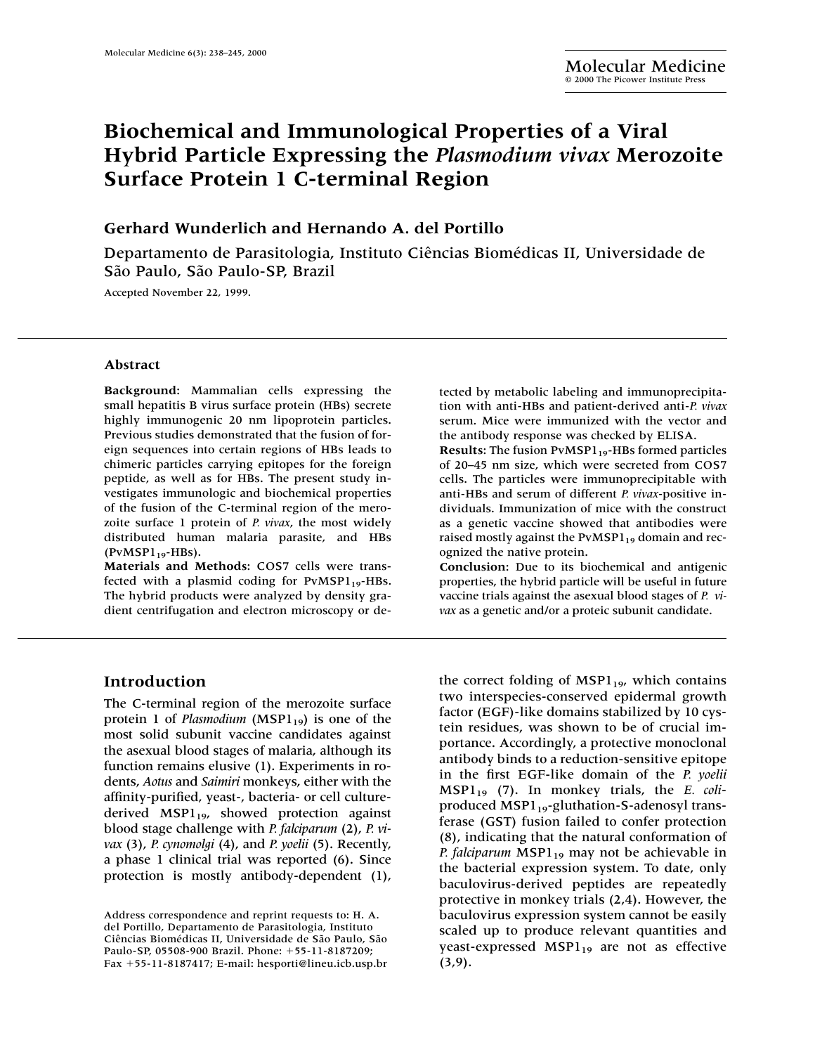# Biochemical and Immunological Properties of a Viral Hybrid Particle Expressing the *Plasmodium vivax* Merozoite Surface Protein 1 C-terminal Region

**Gerhard Wunderlich and Hernando A. del Portillo**

Departamento de Parasitologia, Instituto Ciências Biomédicas II, Universidade de São Paulo, São Paulo-SP, Brazil

Accepted November 22, 1999.

## Abstract

**Background**: Mammalian cells expressing the small hepatitis B virus surface protein (HBs) secrete highly immunogenic 20 nm lipoprotein particles. Previous studies demonstrated that the fusion of foreign sequences into certain regions of HBs leads to chimeric particles carrying epitopes for the foreign peptide, as well as for HBs. The present study investigates immunologic and biochemical properties of the fusion of the C-terminal region of the merozoite surface 1 protein of *P. vivax*, the most widely distributed human malaria parasite, and HBs ($PvMSP1_{19}$-HBs).

**Materials and Methods**: COS7 cells were transfected with a plasmid coding for $PvMSP1_{19}$-HBs. The hybrid products were analyzed by density gradient centrifugation and electron microscopy or detected by metabolic labeling and immunoprecipitation with anti-HBs and patient-derived anti-*P. vivax* serum. Mice were immunized with the vector and the antibody response was checked by ELISA.

**Results**: The fusion $PvMSP1_{19}$-HBs formed particles of 20–45 nm size, which were secreted from COS7 cells. The particles were immunoprecipitable with anti-HBs and serum of different *P. vivax*-positive individuals. Immunization of mice with the construct as a genetic vaccine showed that antibodies were raised mostly against the $PvMSP1_{19}$ domain and recognized the native protein.

**Conclusion**: Due to its biochemical and antigenic properties, the hybrid particle will be useful in future vaccine trials against the asexual blood stages of *P. vivax* as a genetic and/or a proteic subunit candidate.

## Introduction

The C-terminal region of the merozoite surface protein 1 of *Plasmodium* ($MSP1_{19}$) is one of the most solid subunit vaccine candidates against the asexual blood stages of malaria, although its function remains elusive (1). Experiments in rodents, *Aotus* and *Saimiri* monkeys, either with the affinity-purified, yeast-, bacteria- or cell culture-derived $MSP1_{19}$, showed protection against blood stage challenge with *P. falciparum* (2), *P. vivax* (3), *P. cynomolgi* (4), and *P. yoelii* (5). Recently, a phase 1 clinical trial was reported (6). Since protection is mostly antibody-dependent (1), the correct folding of $MSP1_{19}$, which contains two interspecies-conserved epidermal growth factor (EGF)-like domains stabilized by 10 cystein residues, was shown to be of crucial importance. Accordingly, a protective monoclonal antibody binds to a reduction-sensitive epitope in the first EGF-like domain of the *P. yoelii* $MSP1_{19}$ (7). In monkey trials, the *E. coli*-produced $MSP1_{19}$-gluthation-S-adenosyl transferase (GST) fusion failed to confer protection (8), indicating that the natural conformation of *P. falciparum* $MSP1_{19}$ may not be achievable in the bacterial expression system. To date, only baculovirus-derived peptides are repeatedly protective in monkey trials (2,4). However, the baculovirus expression system cannot be easily scaled up to produce relevant quantities and yeast-expressed $MSP1_{19}$ are not as effective (3,9).

Address correspondence and reprint requests to: H. A. del Portillo, Departamento de Parasitologia, Instituto Ciências Biomédicas II, Universidade de São Paulo, São Paulo-SP, 05508-900 Brazil. Phone: +55-11-8187209; Fax +55-11-8187417; E-mail: hesporti@lineu.icb.usp.br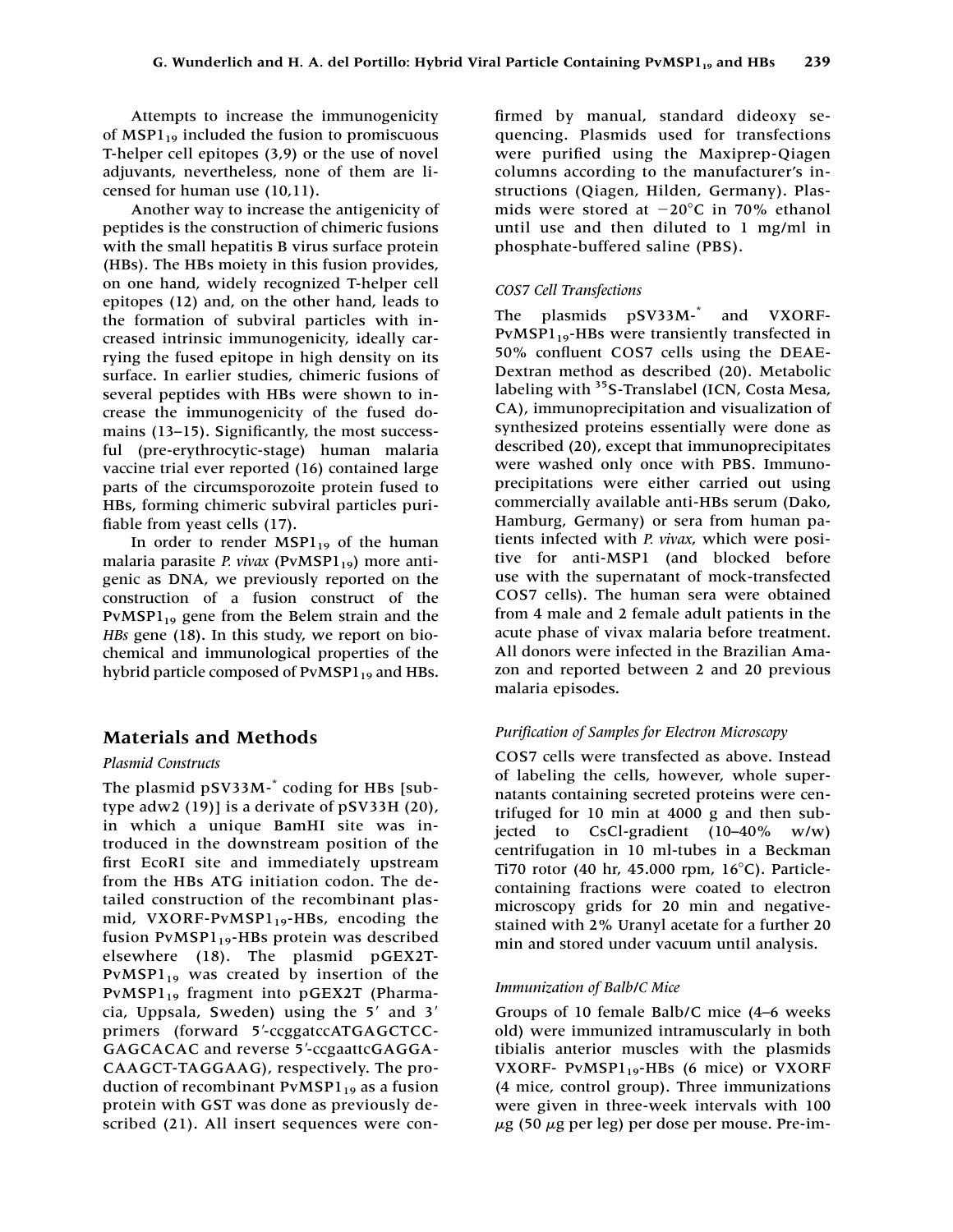Attempts to increase the immunogenicity of $MSP1_{19}$ included the fusion to promiscuous T-helper cell epitopes (3,9) or the use of novel adjuvants, nevertheless, none of them are licensed for human use (10,11).

Another way to increase the antigenicity of peptides is the construction of chimeric fusions with the small hepatitis B virus surface protein (HBs). The HBs moiety in this fusion provides, on one hand, widely recognized T-helper cell epitopes (12) and, on the other hand, leads to the formation of subviral particles with increased intrinsic immunogenicity, ideally carrying the fused epitope in high density on its surface. In earlier studies, chimeric fusions of several peptides with HBs were shown to increase the immunogenicity of the fused domains (13–15). Significantly, the most successful (pre-erythrocytic-stage) human malaria vaccine trial ever reported (16) contained large parts of the circumsporozoite protein fused to HBs, forming chimeric subviral particles purifiable from yeast cells (17).

In order to render $MSP1_{19}$ of the human malaria parasite *P. vivax* ($PvMSP1_{19}$) more antigenic as DNA, we previously reported on the construction of a fusion construct of the $PvMSP1_{19}$ gene from the Belem strain and the *HBs* gene (18). In this study, we report on biochemical and immunological properties of the hybrid particle composed of $PvMSP1_{19}$ and HBs.

## Materials and Methods

### Plasmid Constructs

The plasmid pSV33M-* coding for HBs [subtype adw2 (19)] is a derivate of pSV33H (20), in which a unique BamHI site was introduced in the downstream position of the first EcoRI site and immediately upstream from the HBs ATG initiation codon. The detailed construction of the recombinant plasmid, VXORF-$PvMSP1_{19}$-HBs, encoding the fusion $PvMSP1_{19}$-HBs protein was described elsewhere (18). The plasmid pGEX2T-$PvMSP1_{19}$ was created by insertion of the $PvMSP1_{19}$ fragment into pGEX2T (Pharmacia, Uppsala, Sweden) using the 5′ and 3′ primers (forward 5′-ccggatccATGAGCTCCGAGCACAC and reverse 5′-ccgaattcGAGGACAAGCT-TAGGAAG), respectively. The production of recombinant $PvMSP1_{19}$ as a fusion protein with GST was done as previously described (21). All insert sequences were confirmed by manual, standard dideoxy sequencing. Plasmids used for transfections were purified using the Maxiprep-Qiagen columns according to the manufacturer's instructions (Qiagen, Hilden, Germany). Plasmids were stored at −20°C in 70% ethanol until use and then diluted to 1 mg/ml in phosphate-buffered saline (PBS).

### COS7 Cell Transfections

The plasmids pSV33M-* and VXORF-$PvMSP1_{19}$-HBs were transiently transfected in 50% confluent COS7 cells using the DEAE-Dextran method as described (20). Metabolic labeling with $^{35}$S-Translabel (ICN, Costa Mesa, CA), immunoprecipitation and visualization of synthesized proteins essentially were done as described (20), except that immunoprecipitates were washed only once with PBS. Immunoprecipitations were either carried out using commercially available anti-HBs serum (Dako, Hamburg, Germany) or sera from human patients infected with *P. vivax*, which were positive for anti-MSP1 (and blocked before use with the supernatant of mock-transfected COS7 cells). The human sera were obtained from 4 male and 2 female adult patients in the acute phase of vivax malaria before treatment. All donors were infected in the Brazilian Amazon and reported between 2 and 20 previous malaria episodes.

### Purification of Samples for Electron Microscopy

COS7 cells were transfected as above. Instead of labeling the cells, however, whole supernatants containing secreted proteins were centrifuged for 10 min at 4000 g and then subjected to CsCl-gradient (10–40% w/w) centrifugation in 10 ml-tubes in a Beckman Ti70 rotor (40 hr, 45.000 rpm, 16°C). Particle-containing fractions were coated to electron microscopy grids for 20 min and negative-stained with 2% Uranyl acetate for a further 20 min and stored under vacuum until analysis.

### Immunization of Balb/C Mice

Groups of 10 female Balb/C mice (4–6 weeks old) were immunized intramuscularly in both tibialis anterior muscles with the plasmids VXORF- $PvMSP1_{19}$-HBs (6 mice) or VXORF (4 mice, control group). Three immunizations were given in three-week intervals with 100 $\mu$g (50 $\mu$g per leg) per dose per mouse. Pre-im-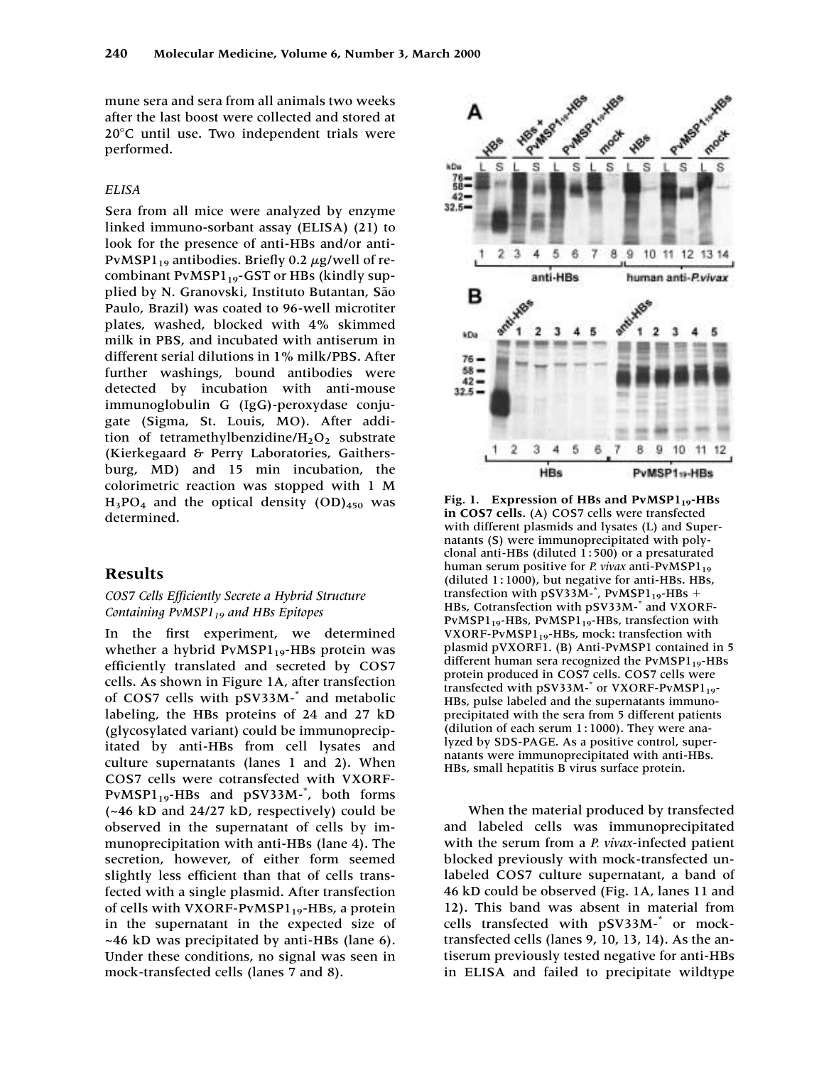mune sera and sera from all animals two weeks after the last boost were collected and stored at 20°C until use. Two independent trials were performed.

### *ELISA*

Sera from all mice were analyzed by enzyme linked immuno-sorbant assay (ELISA) (21) to look for the presence of anti-HBs and/or anti-PvMSP$1_{19}$ antibodies. Briefly 0.2 $\mu$g/well of recombinant PvMSP$1_{19}$-GST or HBs (kindly supplied by N. Granovski, Instituto Butantan, São Paulo, Brazil) was coated to 96-well microtiter plates, washed, blocked with 4% skimmed milk in PBS, and incubated with antiserum in different serial dilutions in 1% milk/PBS. After further washings, bound antibodies were detected by incubation with anti-mouse immunoglobulin G (IgG)-peroxydase conjugate (Sigma, St. Louis, MO). After addition of tetramethylbenzidine/$H_2O_2$ substrate (Kierkegaard & Perry Laboratories, Gaithersburg, MD) and 15 min incubation, the colorimetric reaction was stopped with 1 M $H_3PO_4$ and the optical density $(OD)_{450}$ was determined.

## Results

### *COS7 Cells Efficiently Secrete a Hybrid Structure Containing PvMSP$1_{19}$ and HBs Epitopes*

In the first experiment, we determined whether a hybrid PvMSP$1_{19}$-HBs protein was efficiently translated and secreted by COS7 cells. As shown in Figure 1A, after transfection of COS7 cells with pSV33M-* and metabolic labeling, the HBs proteins of 24 and 27 kD (glycosylated variant) could be immunoprecipitated by anti-HBs from cell lysates and culture supernatants (lanes 1 and 2). When COS7 cells were cotransfected with VXORF-PvMSP$1_{19}$-HBs and pSV33M-*, both forms (~46 kD and 24/27 kD, respectively) could be observed in the supernatant of cells by immunoprecipitation with anti-HBs (lane 4). The secretion, however, of either form seemed slightly less efficient than that of cells transfected with a single plasmid. After transfection of cells with VXORF-PvMSP$1_{19}$-HBs, a protein in the supernatant in the expected size of ~46 kD was precipitated by anti-HBs (lane 6). Under these conditions, no signal was seen in mock-transfected cells (lanes 7 and 8).

**Fig. 1. Expression of HBs and PvMSP$1_{19}$-HBs in COS7 cells.** (A) COS7 cells were transfected with different plasmids and lysates (L) and Supernatants (S) were immunoprecipitated with polyclonal anti-HBs (diluted 1:500) or a presaturated human serum positive for *P. vivax* anti-PvMSP$1_{19}$ (diluted 1:1000), but negative for anti-HBs. HBs, transfection with pSV33M-*, PvMSP$1_{19}$-HBs + HBs, Cotransfection with pSV33M-* and VXORF-PvMSP$1_{19}$-HBs, PvMSP$1_{19}$-HBs, transfection with VXORF-PvMSP$1_{19}$-HBs, mock: transfection with plasmid pVXORF1. (B) Anti-PvMSP1 contained in 5 different human sera recognized the PvMSP$1_{19}$-HBs protein produced in COS7 cells. COS7 cells were transfected with pSV33M-* or VXORF-PvMSP$1_{19}$-HBs, pulse labeled and the supernatants immunoprecipitated with the sera from 5 different patients (dilution of each serum 1:1000). They were analyzed by SDS-PAGE. As a positive control, supernatants were immunoprecipitated with anti-HBs. HBs, small hepatitis B virus surface protein.

When the material produced by transfected and labeled cells was immunoprecipitated with the serum from a *P. vivax*-infected patient blocked previously with mock-transfected unlabeled COS7 culture supernatant, a band of 46 kD could be observed (Fig. 1A, lanes 11 and 12). This band was absent in material from cells transfected with pSV33M-* or mock-transfected cells (lanes 9, 10, 13, 14). As the antiserum previously tested negative for anti-HBs in ELISA and failed to precipitate wildtype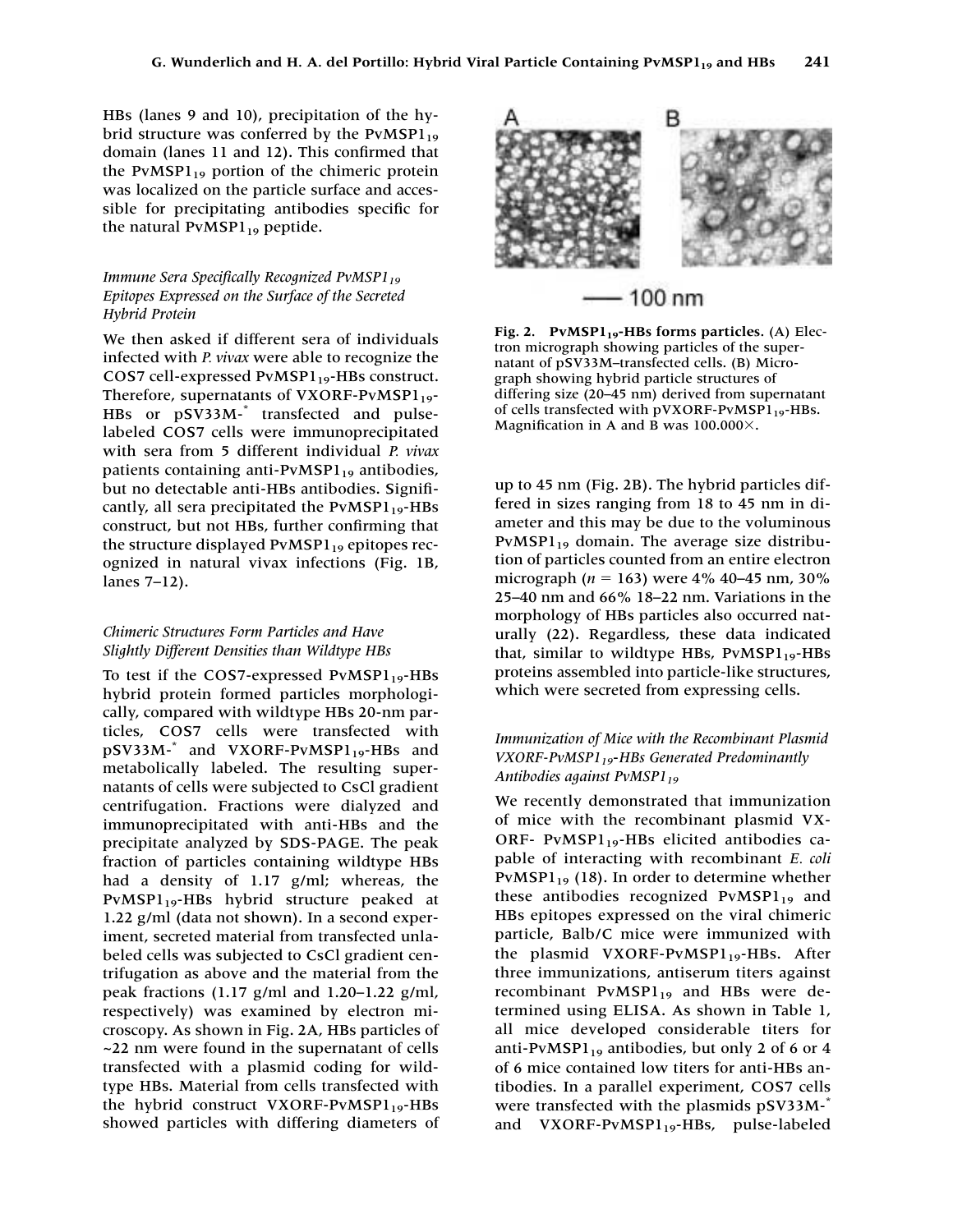HBs (lanes 9 and 10), precipitation of the hybrid structure was conferred by the $PvMSP1_{19}$ domain (lanes 11 and 12). This confirmed that the $PvMSP1_{19}$ portion of the chimeric protein was localized on the particle surface and accessible for precipitating antibodies specific for the natural $PvMSP1_{19}$ peptide.

### *Immune Sera Specifically Recognized $PvMSP1_{19}$ Epitopes Expressed on the Surface of the Secreted Hybrid Protein*

We then asked if different sera of individuals infected with *P. vivax* were able to recognize the COS7 cell-expressed $PvMSP1_{19}$-HBs construct. Therefore, supernatants of VXORF-$PvMSP1_{19}$-HBs or pSV33M-* transfected and pulse-labeled COS7 cells were immunoprecipitated with sera from 5 different individual *P. vivax* patients containing anti-$PvMSP1_{19}$ antibodies, but no detectable anti-HBs antibodies. Significantly, all sera precipitated the $PvMSP1_{19}$-HBs construct, but not HBs, further confirming that the structure displayed $PvMSP1_{19}$ epitopes recognized in natural vivax infections (Fig. 1B, lanes 7–12).

### *Chimeric Structures Form Particles and Have Slightly Different Densities than Wildtype HBs*

To test if the COS7-expressed $PvMSP1_{19}$-HBs hybrid protein formed particles morphologically, compared with wildtype HBs 20-nm particles, COS7 cells were transfected with pSV33M-* and VXORF-$PvMSP1_{19}$-HBs and metabolically labeled. The resulting supernatants of cells were subjected to CsCl gradient centrifugation. Fractions were dialyzed and immunoprecipitated with anti-HBs and the precipitate analyzed by SDS-PAGE. The peak fraction of particles containing wildtype HBs had a density of 1.17 g/ml; whereas, the $PvMSP1_{19}$-HBs hybrid structure peaked at 1.22 g/ml (data not shown). In a second experiment, secreted material from transfected unlabeled cells was subjected to CsCl gradient centrifugation as above and the material from the peak fractions (1.17 g/ml and 1.20–1.22 g/ml, respectively) was examined by electron microscopy. As shown in Fig. 2A, HBs particles of ~22 nm were found in the supernatant of cells transfected with a plasmid coding for wildtype HBs. Material from cells transfected with the hybrid construct VXORF-$PvMSP1_{19}$-HBs showed particles with differing diameters of up to 45 nm (Fig. 2B). The hybrid particles differed in sizes ranging from 18 to 45 nm in diameter and this may be due to the voluminous $PvMSP1_{19}$ domain. The average size distribution of particles counted from an entire electron micrograph ($n = 163$) were 4% 40–45 nm, 30% 25–40 nm and 66% 18–22 nm. Variations in the morphology of HBs particles also occurred naturally (22). Regardless, these data indicated that, similar to wildtype HBs, $PvMSP1_{19}$-HBs proteins assembled into particle-like structures, which were secreted from expressing cells.

**Fig. 2. $PvMSP1_{19}$-HBs forms particles.** (A) Electron micrograph showing particles of the supernatant of pSV33M–transfected cells. (B) Micrograph showing hybrid particle structures of differing size (20–45 nm) derived from supernatant of cells transfected with pVXORF-$PvMSP1_{19}$-HBs. Magnification in A and B was 100.000×.

### *Immunization of Mice with the Recombinant Plasmid VXORF-$PvMSP1_{19}$-HBs Generated Predominantly Antibodies against $PvMSP1_{19}$*

We recently demonstrated that immunization of mice with the recombinant plasmid VXORF- $PvMSP1_{19}$-HBs elicited antibodies capable of interacting with recombinant *E. coli* $PvMSP1_{19}$ (18). In order to determine whether these antibodies recognized $PvMSP1_{19}$ and HBs epitopes expressed on the viral chimeric particle, Balb/C mice were immunized with the plasmid VXORF-$PvMSP1_{19}$-HBs. After three immunizations, antiserum titers against recombinant $PvMSP1_{19}$ and HBs were determined using ELISA. As shown in Table 1, all mice developed considerable titers for anti-$PvMSP1_{19}$ antibodies, but only 2 of 6 or 4 of 6 mice contained low titers for anti-HBs antibodies. In a parallel experiment, COS7 cells were transfected with the plasmids pSV33M-* and VXORF-$PvMSP1_{19}$-HBs, pulse-labeled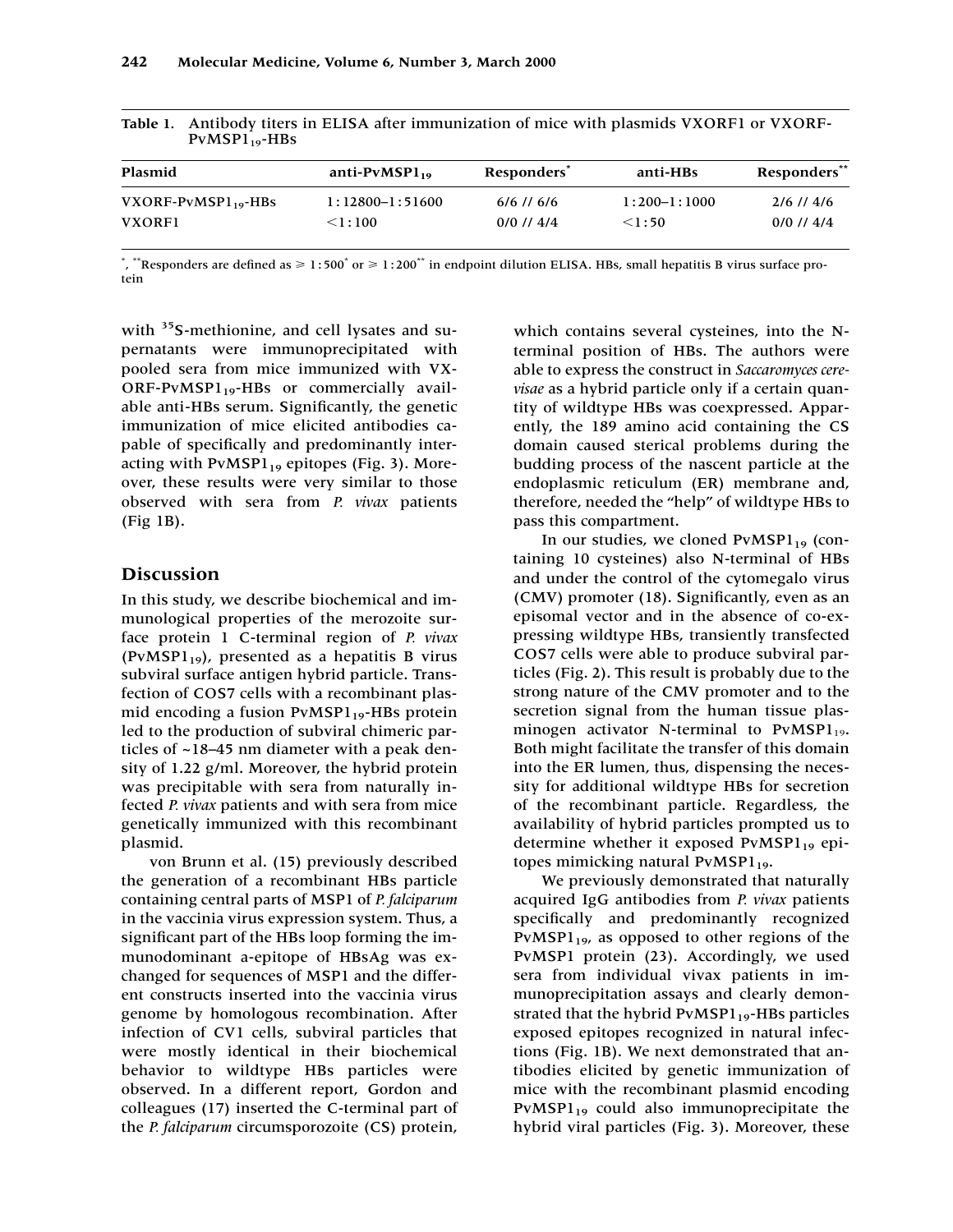**Table 1.** Antibody titers in ELISA after immunization of mice with plasmids VXORF1 or VXORF-$PvMSP1_{19}$-HBs

| Plasmid | anti-$PvMSP1_{19}$ | Responders* | anti-HBs | Responders** |
|---|---|---|---|---|
| VXORF-$PvMSP1_{19}$-HBs | 1:12800–1:51600 | 6/6 // 6/6 | 1:200–1:1000 | 2/6 // 4/6 |
| VXORF1 | <1:100 | 0/0 // 4/4 | <1:50 | 0/0 // 4/4 |

*, **Responders are defined as ≥ 1:500* or ≥ 1:200** in endpoint dilution ELISA. HBs, small hepatitis B virus surface protein

with $^{35}$S-methionine, and cell lysates and supernatants were immunoprecipitated with pooled sera from mice immunized with VX-ORF-$PvMSP1_{19}$-HBs or commercially available anti-HBs serum. Significantly, the genetic immunization of mice elicited antibodies capable of specifically and predominantly interacting with $PvMSP1_{19}$ epitopes (Fig. 3). Moreover, these results were very similar to those observed with sera from *P. vivax* patients (Fig 1B).

## Discussion

In this study, we describe biochemical and immunological properties of the merozoite surface protein 1 C-terminal region of *P. vivax* ($PvMSP1_{19}$), presented as a hepatitis B virus subviral surface antigen hybrid particle. Transfection of COS7 cells with a recombinant plasmid encoding a fusion $PvMSP1_{19}$-HBs protein led to the production of subviral chimeric particles of ~18–45 nm diameter with a peak density of 1.22 g/ml. Moreover, the hybrid protein was precipitable with sera from naturally infected *P. vivax* patients and with sera from mice genetically immunized with this recombinant plasmid.

von Brunn et al. (15) previously described the generation of a recombinant HBs particle containing central parts of MSP1 of *P. falciparum* in the vaccinia virus expression system. Thus, a significant part of the HBs loop forming the immunodominant a-epitope of HBsAg was exchanged for sequences of MSP1 and the different constructs inserted into the vaccinia virus genome by homologous recombination. After infection of CV1 cells, subviral particles that were mostly identical in their biochemical behavior to wildtype HBs particles were observed. In a different report, Gordon and colleagues (17) inserted the C-terminal part of the *P. falciparum* circumsporozoite (CS) protein, which contains several cysteines, into the N-terminal position of HBs. The authors were able to express the construct in *Saccaromyces cerevisae* as a hybrid particle only if a certain quantity of wildtype HBs was coexpressed. Apparently, the 189 amino acid containing the CS domain caused sterical problems during the budding process of the nascent particle at the endoplasmic reticulum (ER) membrane and, therefore, needed the "help" of wildtype HBs to pass this compartment.

In our studies, we cloned $PvMSP1_{19}$ (containing 10 cysteines) also N-terminal of HBs and under the control of the cytomegalo virus (CMV) promoter (18). Significantly, even as an episomal vector and in the absence of co-expressing wildtype HBs, transiently transfected COS7 cells were able to produce subviral particles (Fig. 2). This result is probably due to the strong nature of the CMV promoter and to the secretion signal from the human tissue plasminogen activator N-terminal to $PvMSP1_{19}$. Both might facilitate the transfer of this domain into the ER lumen, thus, dispensing the necessity for additional wildtype HBs for secretion of the recombinant particle. Regardless, the availability of hybrid particles prompted us to determine whether it exposed $PvMSP1_{19}$ epitopes mimicking natural $PvMSP1_{19}$.

We previously demonstrated that naturally acquired IgG antibodies from *P. vivax* patients specifically and predominantly recognized $PvMSP1_{19}$, as opposed to other regions of the PvMSP1 protein (23). Accordingly, we used sera from individual vivax patients in immunoprecipitation assays and clearly demonstrated that the hybrid $PvMSP1_{19}$-HBs particles exposed epitopes recognized in natural infections (Fig. 1B). We next demonstrated that antibodies elicited by genetic immunization of mice with the recombinant plasmid encoding $PvMSP1_{19}$ could also immunoprecipitate the hybrid viral particles (Fig. 3). Moreover, these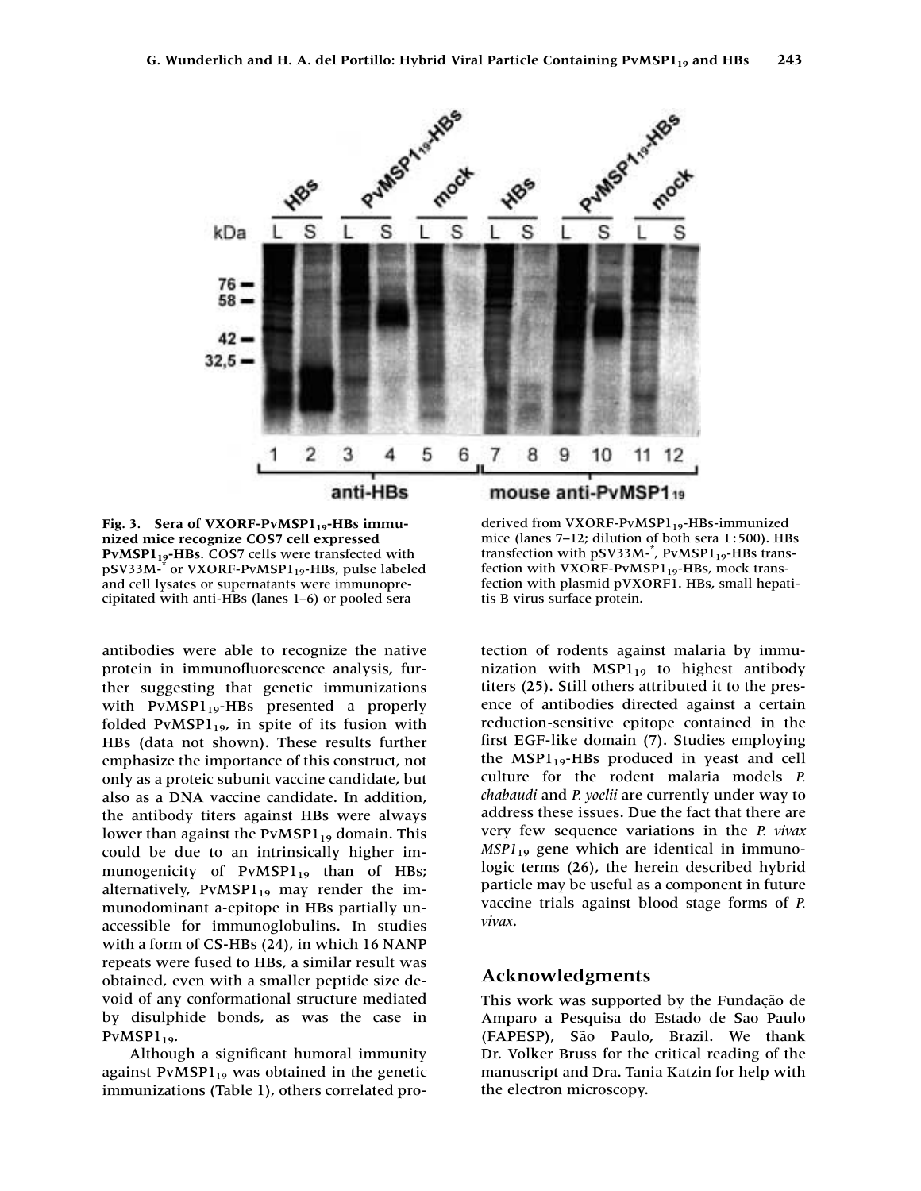Fig. 3. **Sera of VXORF-PvMSP1$_{19}$-HBs immunized mice recognize COS7 cell expressed PvMSP1$_{19}$-HBs.** COS7 cells were transfected with pSV33M-* or VXORF-PvMSP1$_{19}$-HBs, pulse labeled and cell lysates or supernatants were immunoprecipitated with anti-HBs (lanes 1–6) or pooled sera derived from VXORF-PvMSP1$_{19}$-HBs-immunized mice (lanes 7–12; dilution of both sera 1:500). HBs transfection with pSV33M-*, PvMSP1$_{19}$-HBs transfection with VXORF-PvMSP1$_{19}$-HBs, mock transfection with plasmid pVXORF1. HBs, small hepatitis B virus surface protein.

antibodies were able to recognize the native protein in immunofluorescence analysis, further suggesting that genetic immunizations with PvMSP1$_{19}$-HBs presented a properly folded PvMSP1$_{19}$, in spite of its fusion with HBs (data not shown). These results further emphasize the importance of this construct, not only as a proteic subunit vaccine candidate, but also as a DNA vaccine candidate. In addition, the antibody titers against HBs were always lower than against the PvMSP1$_{19}$ domain. This could be due to an intrinsically higher immunogenicity of PvMSP1$_{19}$ than of HBs; alternatively, PvMSP1$_{19}$ may render the immunodominant a-epitope in HBs partially unaccessible for immunoglobulins. In studies with a form of CS-HBs (24), in which 16 NANP repeats were fused to HBs, a similar result was obtained, even with a smaller peptide size devoid of any conformational structure mediated by disulphide bonds, as was the case in PvMSP1$_{19}$.

Although a significant humoral immunity against PvMSP1$_{19}$ was obtained in the genetic immunizations (Table 1), others correlated protection of rodents against malaria by immunization with MSP1$_{19}$ to highest antibody titers (25). Still others attributed it to the presence of antibodies directed against a certain reduction-sensitive epitope contained in the first EGF-like domain (7). Studies employing the MSP1$_{19}$-HBs produced in yeast and cell culture for the rodent malaria models *P. chabaudi* and *P. yoelii* are currently under way to address these issues. Due the fact that there are very few sequence variations in the *P. vivax MSP1$_{19}$* gene which are identical in immunologic terms (26), the herein described hybrid particle may be useful as a component in future vaccine trials against blood stage forms of *P. vivax*.

## Acknowledgments

This work was supported by the Fundação de Amparo a Pesquisa do Estado de Sao Paulo (FAPESP), São Paulo, Brazil. We thank Dr. Volker Bruss for the critical reading of the manuscript and Dra. Tania Katzin for help with the electron microscopy.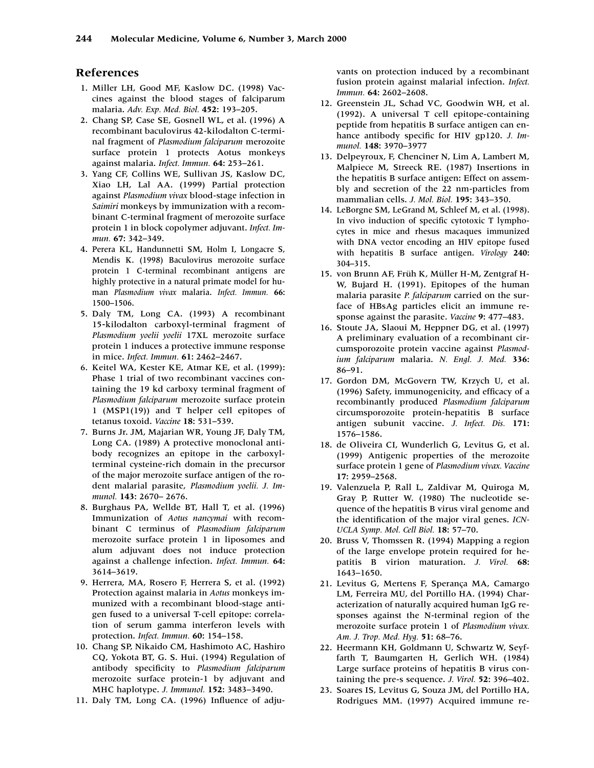## References

1. Miller LH, Good MF, Kaslow DC. (1998) Vaccines against the blood stages of falciparum malaria. *Adv. Exp. Med. Biol.* **452:** 193–205.
2. Chang SP, Case SE, Gosnell WL, et al. (1996) A recombinant baculovirus 42-kilodalton C-terminal fragment of *Plasmodium falciparum* merozoite surface protein 1 protects Aotus monkeys against malaria. *Infect. Immun.* **64:** 253–261.
3. Yang CF, Collins WE, Sullivan JS, Kaslow DC, Xiao LH, Lal AA. (1999) Partial protection against *Plasmodium vivax* blood-stage infection in *Saimiri* monkeys by immunization with a recombinant C-terminal fragment of merozoite surface protein 1 in block copolymer adjuvant. *Infect. Immun.* **67:** 342–349.
4. Perera KL, Handunnetti SM, Holm I, Longacre S, Mendis K. (1998) Baculovirus merozoite surface protein 1 C-terminal recombinant antigens are highly protective in a natural primate model for human *Plasmodium vivax* malaria. *Infect. Immun.* **66:** 1500–1506.
5. Daly TM, Long CA. (1993) A recombinant 15-kilodalton carboxyl-terminal fragment of *Plasmodium yoelii yoelii* 17XL merozoite surface protein 1 induces a protective immune response in mice. *Infect. Immun.* **61:** 2462–2467.
6. Keitel WA, Kester KE, Atmar KE, et al. (1999): Phase 1 trial of two recombinant vaccines containing the 19 kd carboxy terminal fragment of *Plasmodium falciparum* merozoite surface protein 1 (MSP1(19)) and T helper cell epitopes of tetanus toxoid. *Vaccine* **18:** 531–539.
7. Burns Jr. JM, Majarian WR, Young JF, Daly TM, Long CA. (1989) A protective monoclonal antibody recognizes an epitope in the carboxyl-terminal cysteine-rich domain in the precursor of the major merozoite surface antigen of the rodent malarial parasite, *Plasmodium yoelii. J. Immunol.* **143:** 2670– 2676.
8. Burghaus PA, Wellde BT, Hall T, et al. (1996) Immunization of *Aotus nancymai* with recombinant C terminus of *Plasmodium falciparum* merozoite surface protein 1 in liposomes and alum adjuvant does not induce protection against a challenge infection. *Infect. Immun.* **64:** 3614–3619.
9. Herrera, MA, Rosero F, Herrera S, et al. (1992) Protection against malaria in *Aotus* monkeys immunized with a recombinant blood-stage antigen fused to a universal T-cell epitope: correlation of serum gamma interferon levels with protection. *Infect. Immun.* **60:** 154–158.
10. Chang SP, Nikaido CM, Hashimoto AC, Hashiro CQ, Yokota BT, G. S. Hui. (1994) Regulation of antibody specificity to *Plasmodium falciparum* merozoite surface protein-1 by adjuvant and MHC haplotype. *J. Immunol.* **152:** 3483–3490.
11. Daly TM, Long CA. (1996) Influence of adjuvants on protection induced by a recombinant fusion protein against malarial infection. *Infect. Immun.* **64:** 2602–2608.
12. Greenstein JL, Schad VC, Goodwin WH, et al. (1992). A universal T cell epitope-containing peptide from hepatitis B surface antigen can enhance antibody specific for HIV gp120. *J. Immunol.* **148:** 3970–3977
13. Delpeyroux, F, Chenciner N, Lim A, Lambert M, Malpiece M, Streeck RE. (1987) Insertions in the hepatitis B surface antigen: Effect on assembly and secretion of the 22 nm-particles from mammalian cells. *J. Mol. Biol.* **195:** 343–350.
14. LeBorgne SM, LeGrand M, Schleef M, et al. (1998). In vivo induction of specific cytotoxic T lymphocytes in mice and rhesus macaques immunized with DNA vector encoding an HIV epitope fused with hepatitis B surface antigen. *Virology* **240:** 304–315.
15. von Brunn AF, Früh K, Müller H-M, Zentgraf H-W, Bujard H. (1991). Epitopes of the human malaria parasite *P. falciparum* carried on the surface of HBsAg particles elicit an immune response against the parasite. *Vaccine* **9:** 477–483.
16. Stoute JA, Slaoui M, Heppner DG, et al. (1997) A preliminary evaluation of a recombinant circumsporozoite protein vaccine against *Plasmodium falciparum* malaria. *N. Engl. J. Med.* **336:** 86–91.
17. Gordon DM, McGovern TW, Krzych U, et al. (1996) Safety, immunogenicity, and efficacy of a recombinantly produced *Plasmodium falciparum* circumsporozoite protein-hepatitis B surface antigen subunit vaccine. *J. Infect. Dis.* **171:** 1576–1586.
18. de Oliveira CI, Wunderlich G, Levitus G, et al. (1999) Antigenic properties of the merozoite surface protein 1 gene of *Plasmodium vivax. Vaccine* **17:** 2959–2568.
19. Valenzuela P, Rall L, Zaldivar M, Quiroga M, Gray P, Rutter W. (1980) The nucleotide sequence of the hepatitis B virus viral genome and the identification of the major viral genes. *ICN-UCLA Symp. Mol. Cell Biol.* **18:** 57–70.
20. Bruss V, Thomssen R. (1994) Mapping a region of the large envelope protein required for hepatitis B virion maturation. *J. Virol.* **68:** 1643–1650.
21. Levitus G, Mertens F, Sperança MA, Camargo LM, Ferreira MU, del Portillo HA. (1994) Characterization of naturally acquired human IgG responses against the N-terminal region of the merozoite surface protein 1 of *Plasmodium vivax. Am. J. Trop. Med. Hyg.* **51:** 68–76.
22. Heermann KH, Goldmann U, Schwartz W, Seyffarth T, Baumgarten H, Gerlich WH. (1984) Large surface proteins of hepatitis B virus containing the pre-s sequence. *J. Virol.* **52:** 396–402.
23. Soares IS, Levitus G, Souza JM, del Portillo HA, Rodrigues MM. (1997) Acquired immune re-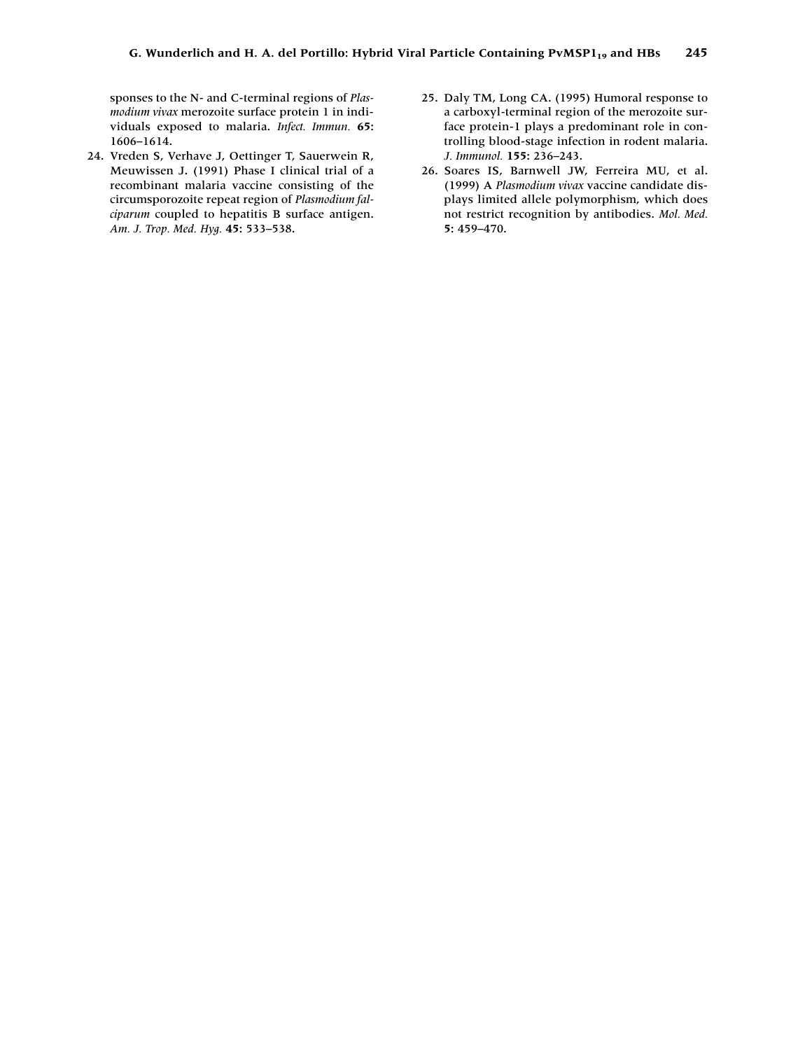sponses to the N- and C-terminal regions of *Plasmodium vivax* merozoite surface protein 1 in individuals exposed to malaria. *Infect. Immun.* **65:** 1606–1614.

24. Vreden S, Verhave J, Oettinger T, Sauerwein R, Meuwissen J. (1991) Phase I clinical trial of a recombinant malaria vaccine consisting of the circumsporozoite repeat region of *Plasmodium falciparum* coupled to hepatitis B surface antigen. *Am. J. Trop. Med. Hyg.* **45:** 533–538.
25. Daly TM, Long CA. (1995) Humoral response to a carboxyl-terminal region of the merozoite surface protein-1 plays a predominant role in controlling blood-stage infection in rodent malaria. *J. Immunol.* **155:** 236–243.
26. Soares IS, Barnwell JW, Ferreira MU, et al. (1999) A *Plasmodium vivax* vaccine candidate displays limited allele polymorphism, which does not restrict recognition by antibodies. *Mol. Med.* **5:** 459–470.